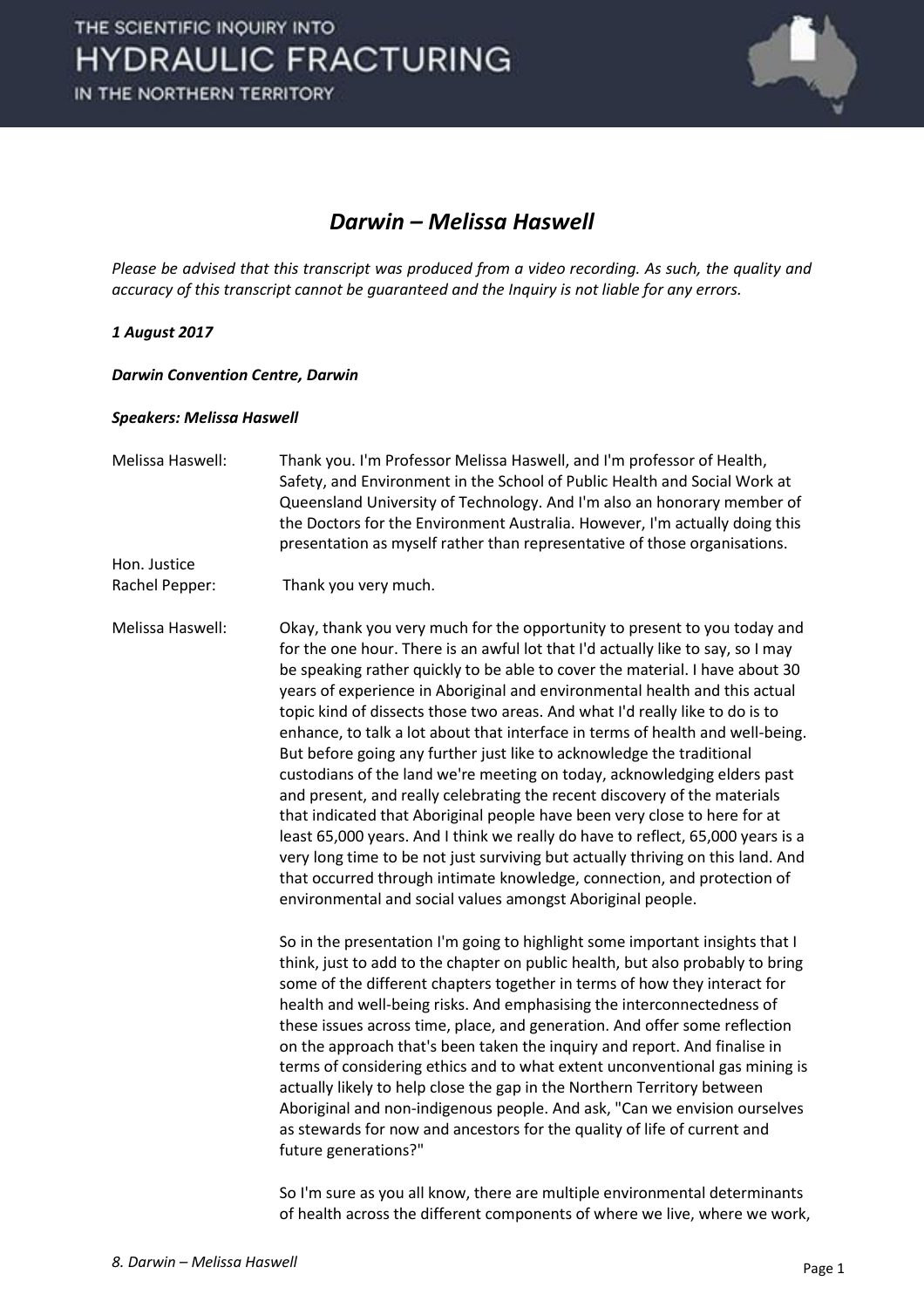# Darwin – Melissa Haswell

*Please be advised that this transcript was produced from a video recording. As such, the quality and accuracy of this transcript cannot be guaranteed and the Inquiry is not liable for any errors.*

***1 August 2017***

***Darwin Convention Centre, Darwin***

***Speakers: Melissa Haswell***

Melissa Haswell: Thank you. I'm Professor Melissa Haswell, and I'm professor of Health, Safety, and Environment in the School of Public Health and Social Work at Queensland University of Technology. And I'm also an honorary member of the Doctors for the Environment Australia. However, I'm actually doing this presentation as myself rather than representative of those organisations.

Hon. Justice Rachel Pepper: Thank you very much.

Melissa Haswell: Okay, thank you very much for the opportunity to present to you today and for the one hour. There is an awful lot that I'd actually like to say, so I may be speaking rather quickly to be able to cover the material. I have about 30 years of experience in Aboriginal and environmental health and this actual topic kind of dissects those two areas. And what I'd really like to do is to enhance, to talk a lot about that interface in terms of health and well-being. But before going any further just like to acknowledge the traditional custodians of the land we're meeting on today, acknowledging elders past and present, and really celebrating the recent discovery of the materials that indicated that Aboriginal people have been very close to here for at least 65,000 years. And I think we really do have to reflect, 65,000 years is a very long time to be not just surviving but actually thriving on this land. And that occurred through intimate knowledge, connection, and protection of environmental and social values amongst Aboriginal people.

So in the presentation I'm going to highlight some important insights that I think, just to add to the chapter on public health, but also probably to bring some of the different chapters together in terms of how they interact for health and well-being risks. And emphasising the interconnectedness of these issues across time, place, and generation. And offer some reflection on the approach that's been taken the inquiry and report. And finalise in terms of considering ethics and to what extent unconventional gas mining is actually likely to help close the gap in the Northern Territory between Aboriginal and non-indigenous people. And ask, "Can we envision ourselves as stewards for now and ancestors for the quality of life of current and future generations?"

So I'm sure as you all know, there are multiple environmental determinants of health across the different components of where we live, where we work,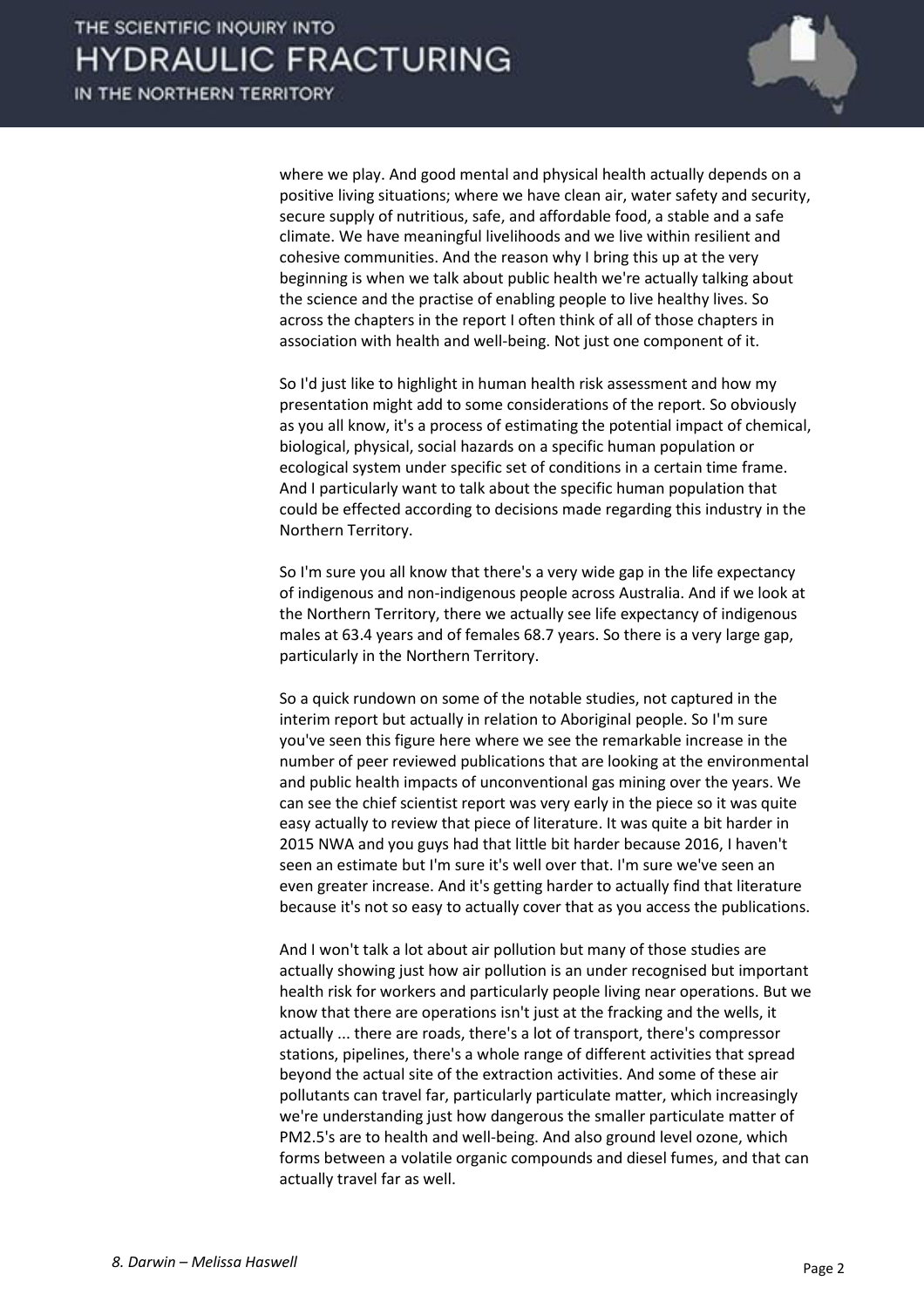where we play. And good mental and physical health actually depends on a positive living situations; where we have clean air, water safety and security, secure supply of nutritious, safe, and affordable food, a stable and a safe climate. We have meaningful livelihoods and we live within resilient and cohesive communities. And the reason why I bring this up at the very beginning is when we talk about public health we're actually talking about the science and the practise of enabling people to live healthy lives. So across the chapters in the report I often think of all of those chapters in association with health and well-being. Not just one component of it.

So I'd just like to highlight in human health risk assessment and how my presentation might add to some considerations of the report. So obviously as you all know, it's a process of estimating the potential impact of chemical, biological, physical, social hazards on a specific human population or ecological system under specific set of conditions in a certain time frame. And I particularly want to talk about the specific human population that could be effected according to decisions made regarding this industry in the Northern Territory.

So I'm sure you all know that there's a very wide gap in the life expectancy of indigenous and non-indigenous people across Australia. And if we look at the Northern Territory, there we actually see life expectancy of indigenous males at 63.4 years and of females 68.7 years. So there is a very large gap, particularly in the Northern Territory.

So a quick rundown on some of the notable studies, not captured in the interim report but actually in relation to Aboriginal people. So I'm sure you've seen this figure here where we see the remarkable increase in the number of peer reviewed publications that are looking at the environmental and public health impacts of unconventional gas mining over the years. We can see the chief scientist report was very early in the piece so it was quite easy actually to review that piece of literature. It was quite a bit harder in 2015 NWA and you guys had that little bit harder because 2016, I haven't seen an estimate but I'm sure it's well over that. I'm sure we've seen an even greater increase. And it's getting harder to actually find that literature because it's not so easy to actually cover that as you access the publications.

And I won't talk a lot about air pollution but many of those studies are actually showing just how air pollution is an under recognised but important health risk for workers and particularly people living near operations. But we know that there are operations isn't just at the fracking and the wells, it actually ... there are roads, there's a lot of transport, there's compressor stations, pipelines, there's a whole range of different activities that spread beyond the actual site of the extraction activities. And some of these air pollutants can travel far, particularly particulate matter, which increasingly we're understanding just how dangerous the smaller particulate matter of PM2.5's are to health and well-being. And also ground level ozone, which forms between a volatile organic compounds and diesel fumes, and that can actually travel far as well.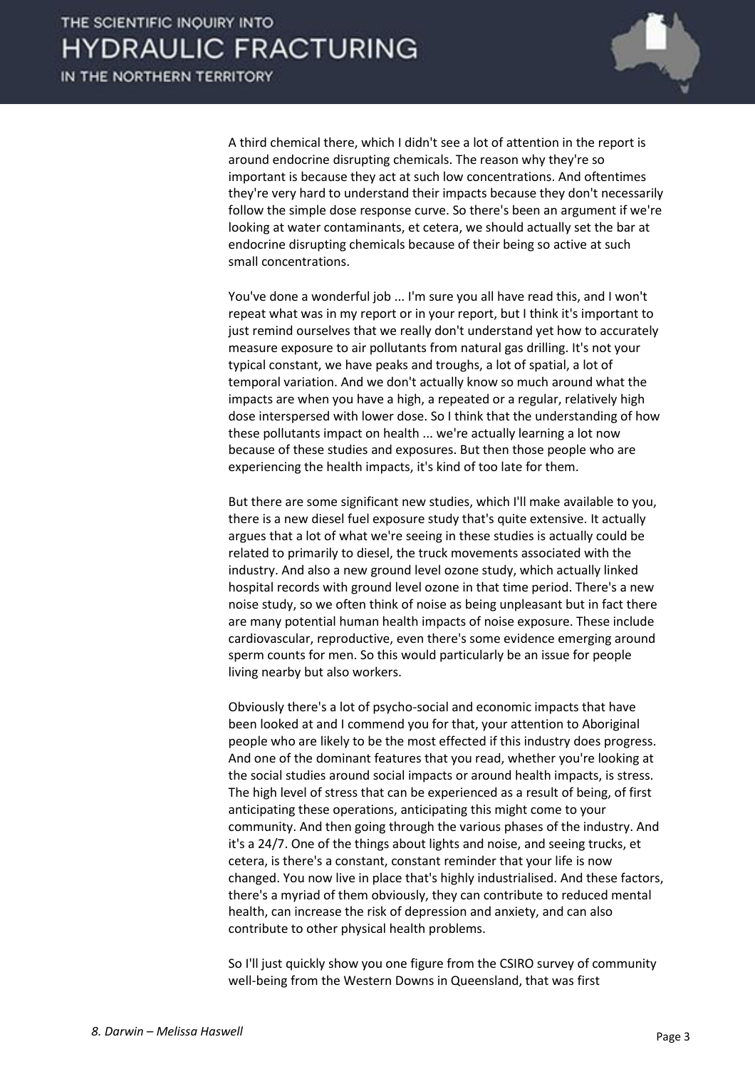A third chemical there, which I didn't see a lot of attention in the report is around endocrine disrupting chemicals. The reason why they're so important is because they act at such low concentrations. And oftentimes they're very hard to understand their impacts because they don't necessarily follow the simple dose response curve. So there's been an argument if we're looking at water contaminants, et cetera, we should actually set the bar at endocrine disrupting chemicals because of their being so active at such small concentrations.

You've done a wonderful job ... I'm sure you all have read this, and I won't repeat what was in my report or in your report, but I think it's important to just remind ourselves that we really don't understand yet how to accurately measure exposure to air pollutants from natural gas drilling. It's not your typical constant, we have peaks and troughs, a lot of spatial, a lot of temporal variation. And we don't actually know so much around what the impacts are when you have a high, a repeated or a regular, relatively high dose interspersed with lower dose. So I think that the understanding of how these pollutants impact on health ... we're actually learning a lot now because of these studies and exposures. But then those people who are experiencing the health impacts, it's kind of too late for them.

But there are some significant new studies, which I'll make available to you, there is a new diesel fuel exposure study that's quite extensive. It actually argues that a lot of what we're seeing in these studies is actually could be related to primarily to diesel, the truck movements associated with the industry. And also a new ground level ozone study, which actually linked hospital records with ground level ozone in that time period. There's a new noise study, so we often think of noise as being unpleasant but in fact there are many potential human health impacts of noise exposure. These include cardiovascular, reproductive, even there's some evidence emerging around sperm counts for men. So this would particularly be an issue for people living nearby but also workers.

Obviously there's a lot of psycho-social and economic impacts that have been looked at and I commend you for that, your attention to Aboriginal people who are likely to be the most effected if this industry does progress. And one of the dominant features that you read, whether you're looking at the social studies around social impacts or around health impacts, is stress. The high level of stress that can be experienced as a result of being, of first anticipating these operations, anticipating this might come to your community. And then going through the various phases of the industry. And it's a 24/7. One of the things about lights and noise, and seeing trucks, et cetera, is there's a constant, constant reminder that your life is now changed. You now live in place that's highly industrialised. And these factors, there's a myriad of them obviously, they can contribute to reduced mental health, can increase the risk of depression and anxiety, and can also contribute to other physical health problems.

So I'll just quickly show you one figure from the CSIRO survey of community well-being from the Western Downs in Queensland, that was first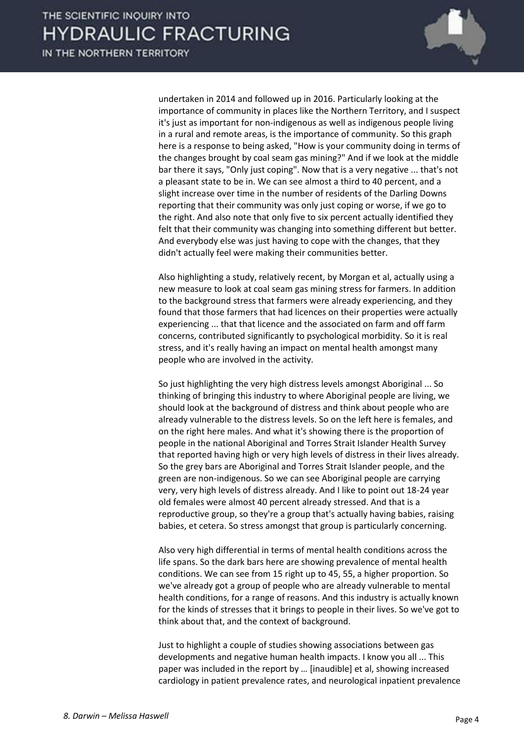undertaken in 2014 and followed up in 2016. Particularly looking at the importance of community in places like the Northern Territory, and I suspect it's just as important for non-indigenous as well as indigenous people living in a rural and remote areas, is the importance of community. So this graph here is a response to being asked, "How is your community doing in terms of the changes brought by coal seam gas mining?" And if we look at the middle bar there it says, "Only just coping". Now that is a very negative ... that's not a pleasant state to be in. We can see almost a third to 40 percent, and a slight increase over time in the number of residents of the Darling Downs reporting that their community was only just coping or worse, if we go to the right. And also note that only five to six percent actually identified they felt that their community was changing into something different but better. And everybody else was just having to cope with the changes, that they didn't actually feel were making their communities better.

Also highlighting a study, relatively recent, by Morgan et al, actually using a new measure to look at coal seam gas mining stress for farmers. In addition to the background stress that farmers were already experiencing, and they found that those farmers that had licences on their properties were actually experiencing ... that that licence and the associated on farm and off farm concerns, contributed significantly to psychological morbidity. So it is real stress, and it's really having an impact on mental health amongst many people who are involved in the activity.

So just highlighting the very high distress levels amongst Aboriginal ... So thinking of bringing this industry to where Aboriginal people are living, we should look at the background of distress and think about people who are already vulnerable to the distress levels. So on the left here is females, and on the right here males. And what it's showing there is the proportion of people in the national Aboriginal and Torres Strait Islander Health Survey that reported having high or very high levels of distress in their lives already. So the grey bars are Aboriginal and Torres Strait Islander people, and the green are non-indigenous. So we can see Aboriginal people are carrying very, very high levels of distress already. And I like to point out 18-24 year old females were almost 40 percent already stressed. And that is a reproductive group, so they're a group that's actually having babies, raising babies, et cetera. So stress amongst that group is particularly concerning.

Also very high differential in terms of mental health conditions across the life spans. So the dark bars here are showing prevalence of mental health conditions. We can see from 15 right up to 45, 55, a higher proportion. So we've already got a group of people who are already vulnerable to mental health conditions, for a range of reasons. And this industry is actually known for the kinds of stresses that it brings to people in their lives. So we've got to think about that, and the context of background.

Just to highlight a couple of studies showing associations between gas developments and negative human health impacts. I know you all ... This paper was included in the report by … [inaudible] et al, showing increased cardiology in patient prevalence rates, and neurological inpatient prevalence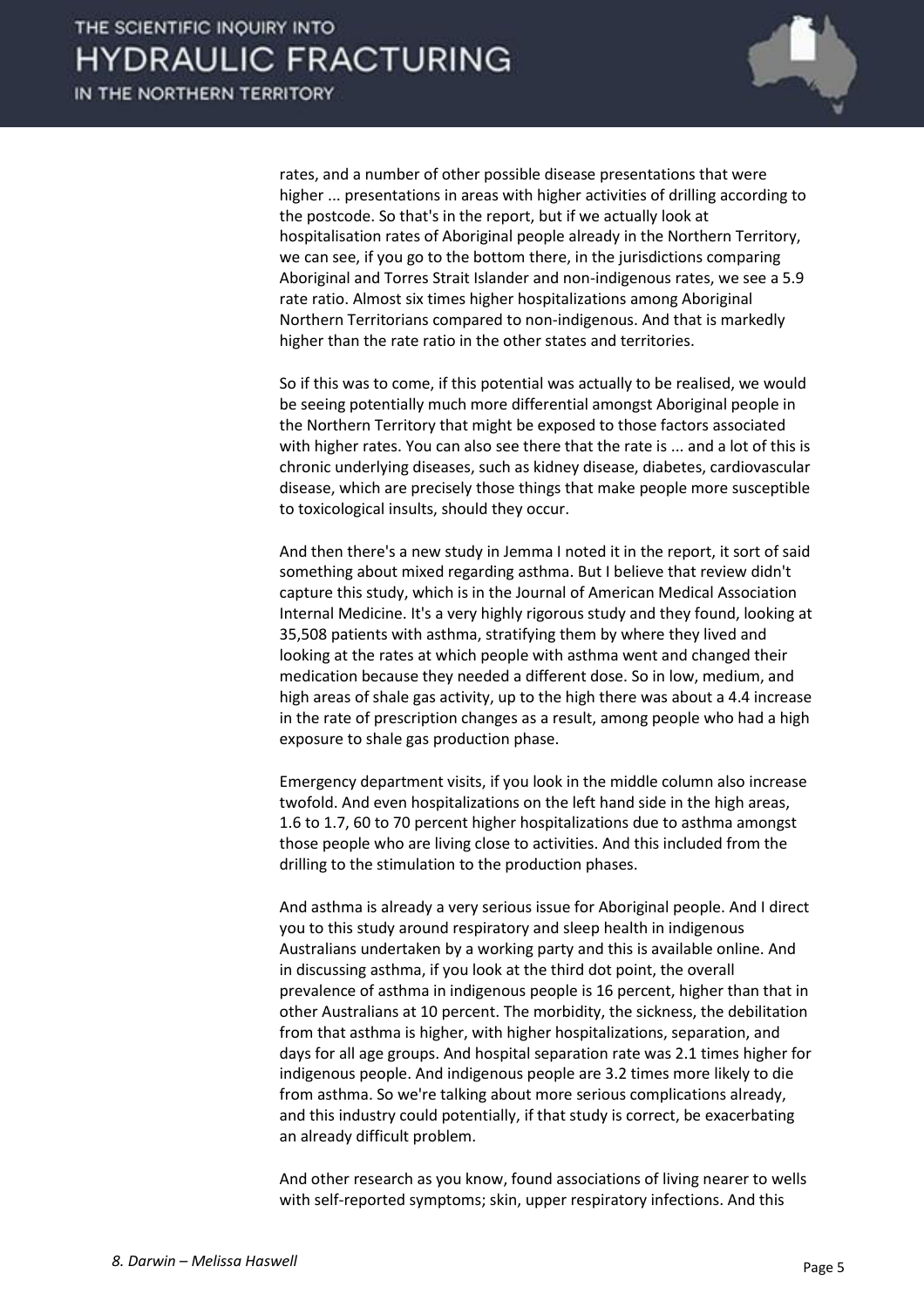rates, and a number of other possible disease presentations that were higher ... presentations in areas with higher activities of drilling according to the postcode. So that's in the report, but if we actually look at hospitalisation rates of Aboriginal people already in the Northern Territory, we can see, if you go to the bottom there, in the jurisdictions comparing Aboriginal and Torres Strait Islander and non-indigenous rates, we see a 5.9 rate ratio. Almost six times higher hospitalizations among Aboriginal Northern Territorians compared to non-indigenous. And that is markedly higher than the rate ratio in the other states and territories.

So if this was to come, if this potential was actually to be realised, we would be seeing potentially much more differential amongst Aboriginal people in the Northern Territory that might be exposed to those factors associated with higher rates. You can also see there that the rate is ... and a lot of this is chronic underlying diseases, such as kidney disease, diabetes, cardiovascular disease, which are precisely those things that make people more susceptible to toxicological insults, should they occur.

And then there's a new study in Jemma I noted it in the report, it sort of said something about mixed regarding asthma. But I believe that review didn't capture this study, which is in the Journal of American Medical Association Internal Medicine. It's a very highly rigorous study and they found, looking at 35,508 patients with asthma, stratifying them by where they lived and looking at the rates at which people with asthma went and changed their medication because they needed a different dose. So in low, medium, and high areas of shale gas activity, up to the high there was about a 4.4 increase in the rate of prescription changes as a result, among people who had a high exposure to shale gas production phase.

Emergency department visits, if you look in the middle column also increase twofold. And even hospitalizations on the left hand side in the high areas, 1.6 to 1.7, 60 to 70 percent higher hospitalizations due to asthma amongst those people who are living close to activities. And this included from the drilling to the stimulation to the production phases.

And asthma is already a very serious issue for Aboriginal people. And I direct you to this study around respiratory and sleep health in indigenous Australians undertaken by a working party and this is available online. And in discussing asthma, if you look at the third dot point, the overall prevalence of asthma in indigenous people is 16 percent, higher than that in other Australians at 10 percent. The morbidity, the sickness, the debilitation from that asthma is higher, with higher hospitalizations, separation, and days for all age groups. And hospital separation rate was 2.1 times higher for indigenous people. And indigenous people are 3.2 times more likely to die from asthma. So we're talking about more serious complications already, and this industry could potentially, if that study is correct, be exacerbating an already difficult problem.

And other research as you know, found associations of living nearer to wells with self-reported symptoms; skin, upper respiratory infections. And this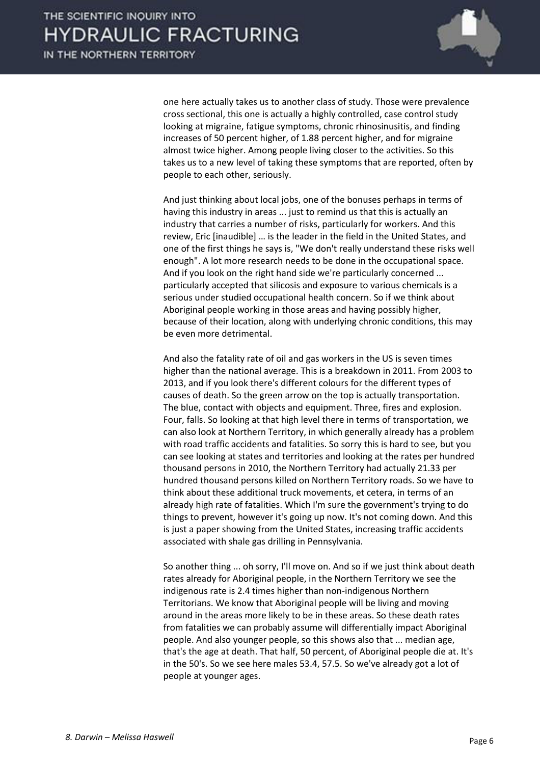one here actually takes us to another class of study. Those were prevalence cross sectional, this one is actually a highly controlled, case control study looking at migraine, fatigue symptoms, chronic rhinosinusitis, and finding increases of 50 percent higher, of 1.88 percent higher, and for migraine almost twice higher. Among people living closer to the activities. So this takes us to a new level of taking these symptoms that are reported, often by people to each other, seriously.

And just thinking about local jobs, one of the bonuses perhaps in terms of having this industry in areas ... just to remind us that this is actually an industry that carries a number of risks, particularly for workers. And this review, Eric [inaudible] … is the leader in the field in the United States, and one of the first things he says is, "We don't really understand these risks well enough". A lot more research needs to be done in the occupational space. And if you look on the right hand side we're particularly concerned ... particularly accepted that silicosis and exposure to various chemicals is a serious under studied occupational health concern. So if we think about Aboriginal people working in those areas and having possibly higher, because of their location, along with underlying chronic conditions, this may be even more detrimental.

And also the fatality rate of oil and gas workers in the US is seven times higher than the national average. This is a breakdown in 2011. From 2003 to 2013, and if you look there's different colours for the different types of causes of death. So the green arrow on the top is actually transportation. The blue, contact with objects and equipment. Three, fires and explosion. Four, falls. So looking at that high level there in terms of transportation, we can also look at Northern Territory, in which generally already has a problem with road traffic accidents and fatalities. So sorry this is hard to see, but you can see looking at states and territories and looking at the rates per hundred thousand persons in 2010, the Northern Territory had actually 21.33 per hundred thousand persons killed on Northern Territory roads. So we have to think about these additional truck movements, et cetera, in terms of an already high rate of fatalities. Which I'm sure the government's trying to do things to prevent, however it's going up now. It's not coming down. And this is just a paper showing from the United States, increasing traffic accidents associated with shale gas drilling in Pennsylvania.

So another thing ... oh sorry, I'll move on. And so if we just think about death rates already for Aboriginal people, in the Northern Territory we see the indigenous rate is 2.4 times higher than non-indigenous Northern Territorians. We know that Aboriginal people will be living and moving around in the areas more likely to be in these areas. So these death rates from fatalities we can probably assume will differentially impact Aboriginal people. And also younger people, so this shows also that ... median age, that's the age at death. That half, 50 percent, of Aboriginal people die at. It's in the 50's. So we see here males 53.4, 57.5. So we've already got a lot of people at younger ages.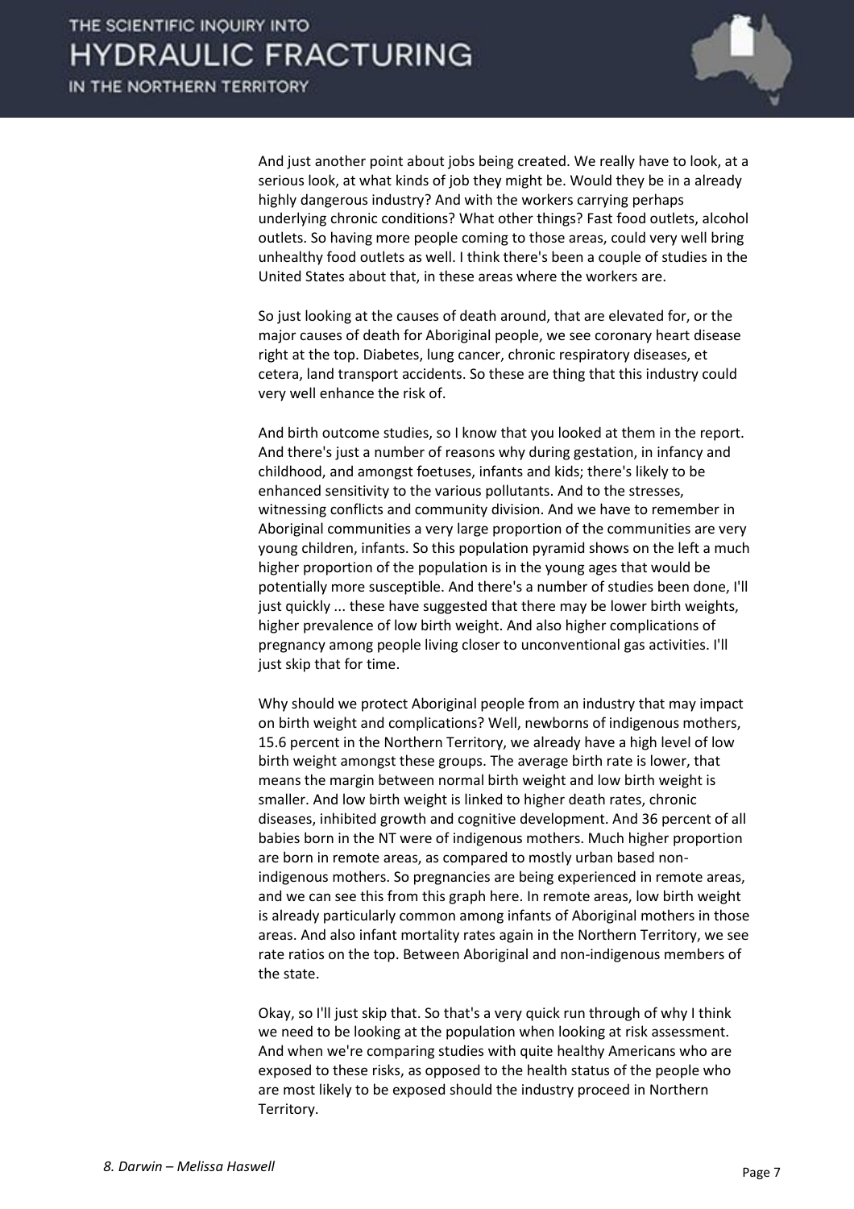And just another point about jobs being created. We really have to look, at a serious look, at what kinds of job they might be. Would they be in a already highly dangerous industry? And with the workers carrying perhaps underlying chronic conditions? What other things? Fast food outlets, alcohol outlets. So having more people coming to those areas, could very well bring unhealthy food outlets as well. I think there's been a couple of studies in the United States about that, in these areas where the workers are.

So just looking at the causes of death around, that are elevated for, or the major causes of death for Aboriginal people, we see coronary heart disease right at the top. Diabetes, lung cancer, chronic respiratory diseases, et cetera, land transport accidents. So these are thing that this industry could very well enhance the risk of.

And birth outcome studies, so I know that you looked at them in the report. And there's just a number of reasons why during gestation, in infancy and childhood, and amongst foetuses, infants and kids; there's likely to be enhanced sensitivity to the various pollutants. And to the stresses, witnessing conflicts and community division. And we have to remember in Aboriginal communities a very large proportion of the communities are very young children, infants. So this population pyramid shows on the left a much higher proportion of the population is in the young ages that would be potentially more susceptible. And there's a number of studies been done, I'll just quickly ... these have suggested that there may be lower birth weights, higher prevalence of low birth weight. And also higher complications of pregnancy among people living closer to unconventional gas activities. I'll just skip that for time.

Why should we protect Aboriginal people from an industry that may impact on birth weight and complications? Well, newborns of indigenous mothers, 15.6 percent in the Northern Territory, we already have a high level of low birth weight amongst these groups. The average birth rate is lower, that means the margin between normal birth weight and low birth weight is smaller. And low birth weight is linked to higher death rates, chronic diseases, inhibited growth and cognitive development. And 36 percent of all babies born in the NT were of indigenous mothers. Much higher proportion are born in remote areas, as compared to mostly urban based non-indigenous mothers. So pregnancies are being experienced in remote areas, and we can see this from this graph here. In remote areas, low birth weight is already particularly common among infants of Aboriginal mothers in those areas. And also infant mortality rates again in the Northern Territory, we see rate ratios on the top. Between Aboriginal and non-indigenous members of the state.

Okay, so I'll just skip that. So that's a very quick run through of why I think we need to be looking at the population when looking at risk assessment. And when we're comparing studies with quite healthy Americans who are exposed to these risks, as opposed to the health status of the people who are most likely to be exposed should the industry proceed in Northern Territory.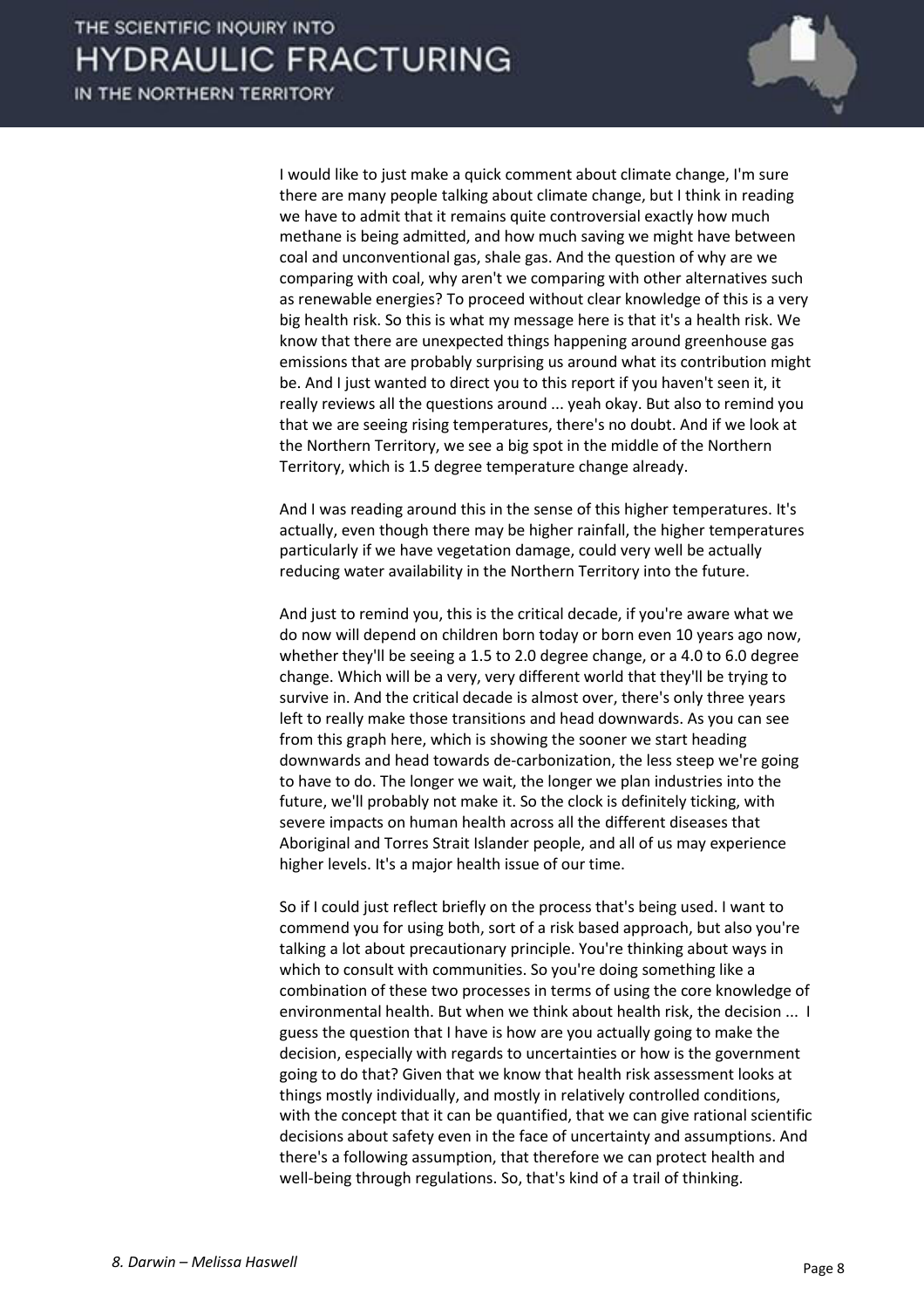I would like to just make a quick comment about climate change, I'm sure there are many people talking about climate change, but I think in reading we have to admit that it remains quite controversial exactly how much methane is being admitted, and how much saving we might have between coal and unconventional gas, shale gas. And the question of why are we comparing with coal, why aren't we comparing with other alternatives such as renewable energies? To proceed without clear knowledge of this is a very big health risk. So this is what my message here is that it's a health risk. We know that there are unexpected things happening around greenhouse gas emissions that are probably surprising us around what its contribution might be. And I just wanted to direct you to this report if you haven't seen it, it really reviews all the questions around ... yeah okay. But also to remind you that we are seeing rising temperatures, there's no doubt. And if we look at the Northern Territory, we see a big spot in the middle of the Northern Territory, which is 1.5 degree temperature change already.

And I was reading around this in the sense of this higher temperatures. It's actually, even though there may be higher rainfall, the higher temperatures particularly if we have vegetation damage, could very well be actually reducing water availability in the Northern Territory into the future.

And just to remind you, this is the critical decade, if you're aware what we do now will depend on children born today or born even 10 years ago now, whether they'll be seeing a 1.5 to 2.0 degree change, or a 4.0 to 6.0 degree change. Which will be a very, very different world that they'll be trying to survive in. And the critical decade is almost over, there's only three years left to really make those transitions and head downwards. As you can see from this graph here, which is showing the sooner we start heading downwards and head towards de-carbonization, the less steep we're going to have to do. The longer we wait, the longer we plan industries into the future, we'll probably not make it. So the clock is definitely ticking, with severe impacts on human health across all the different diseases that Aboriginal and Torres Strait Islander people, and all of us may experience higher levels. It's a major health issue of our time.

So if I could just reflect briefly on the process that's being used. I want to commend you for using both, sort of a risk based approach, but also you're talking a lot about precautionary principle. You're thinking about ways in which to consult with communities. So you're doing something like a combination of these two processes in terms of using the core knowledge of environmental health. But when we think about health risk, the decision ... I guess the question that I have is how are you actually going to make the decision, especially with regards to uncertainties or how is the government going to do that? Given that we know that health risk assessment looks at things mostly individually, and mostly in relatively controlled conditions, with the concept that it can be quantified, that we can give rational scientific decisions about safety even in the face of uncertainty and assumptions. And there's a following assumption, that therefore we can protect health and well-being through regulations. So, that's kind of a trail of thinking.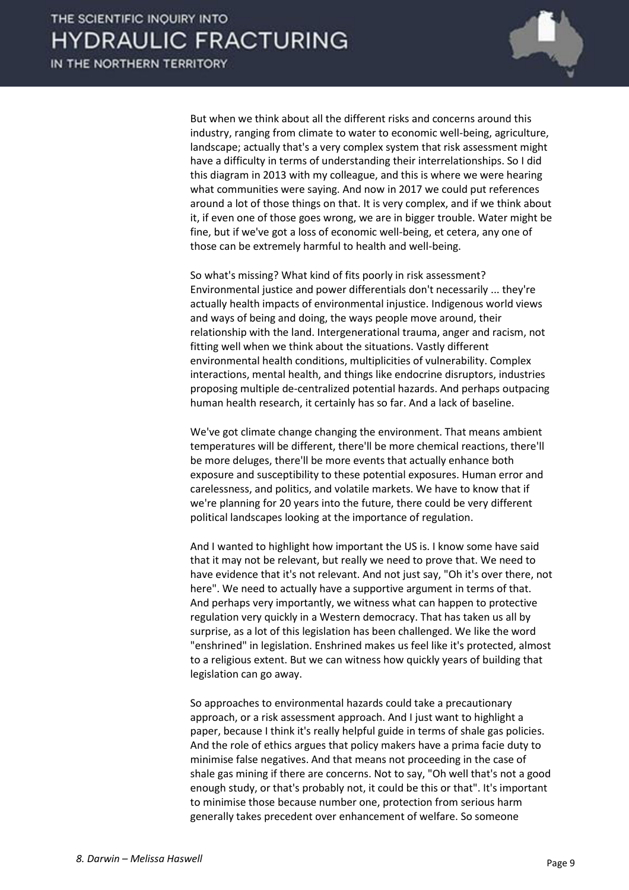But when we think about all the different risks and concerns around this industry, ranging from climate to water to economic well-being, agriculture, landscape; actually that's a very complex system that risk assessment might have a difficulty in terms of understanding their interrelationships. So I did this diagram in 2013 with my colleague, and this is where we were hearing what communities were saying. And now in 2017 we could put references around a lot of those things on that. It is very complex, and if we think about it, if even one of those goes wrong, we are in bigger trouble. Water might be fine, but if we've got a loss of economic well-being, et cetera, any one of those can be extremely harmful to health and well-being.

So what's missing? What kind of fits poorly in risk assessment? Environmental justice and power differentials don't necessarily ... they're actually health impacts of environmental injustice. Indigenous world views and ways of being and doing, the ways people move around, their relationship with the land. Intergenerational trauma, anger and racism, not fitting well when we think about the situations. Vastly different environmental health conditions, multiplicities of vulnerability. Complex interactions, mental health, and things like endocrine disruptors, industries proposing multiple de-centralized potential hazards. And perhaps outpacing human health research, it certainly has so far. And a lack of baseline.

We've got climate change changing the environment. That means ambient temperatures will be different, there'll be more chemical reactions, there'll be more deluges, there'll be more events that actually enhance both exposure and susceptibility to these potential exposures. Human error and carelessness, and politics, and volatile markets. We have to know that if we're planning for 20 years into the future, there could be very different political landscapes looking at the importance of regulation.

And I wanted to highlight how important the US is. I know some have said that it may not be relevant, but really we need to prove that. We need to have evidence that it's not relevant. And not just say, "Oh it's over there, not here". We need to actually have a supportive argument in terms of that. And perhaps very importantly, we witness what can happen to protective regulation very quickly in a Western democracy. That has taken us all by surprise, as a lot of this legislation has been challenged. We like the word "enshrined" in legislation. Enshrined makes us feel like it's protected, almost to a religious extent. But we can witness how quickly years of building that legislation can go away.

So approaches to environmental hazards could take a precautionary approach, or a risk assessment approach. And I just want to highlight a paper, because I think it's really helpful guide in terms of shale gas policies. And the role of ethics argues that policy makers have a prima facie duty to minimise false negatives. And that means not proceeding in the case of shale gas mining if there are concerns. Not to say, "Oh well that's not a good enough study, or that's probably not, it could be this or that". It's important to minimise those because number one, protection from serious harm generally takes precedent over enhancement of welfare. So someone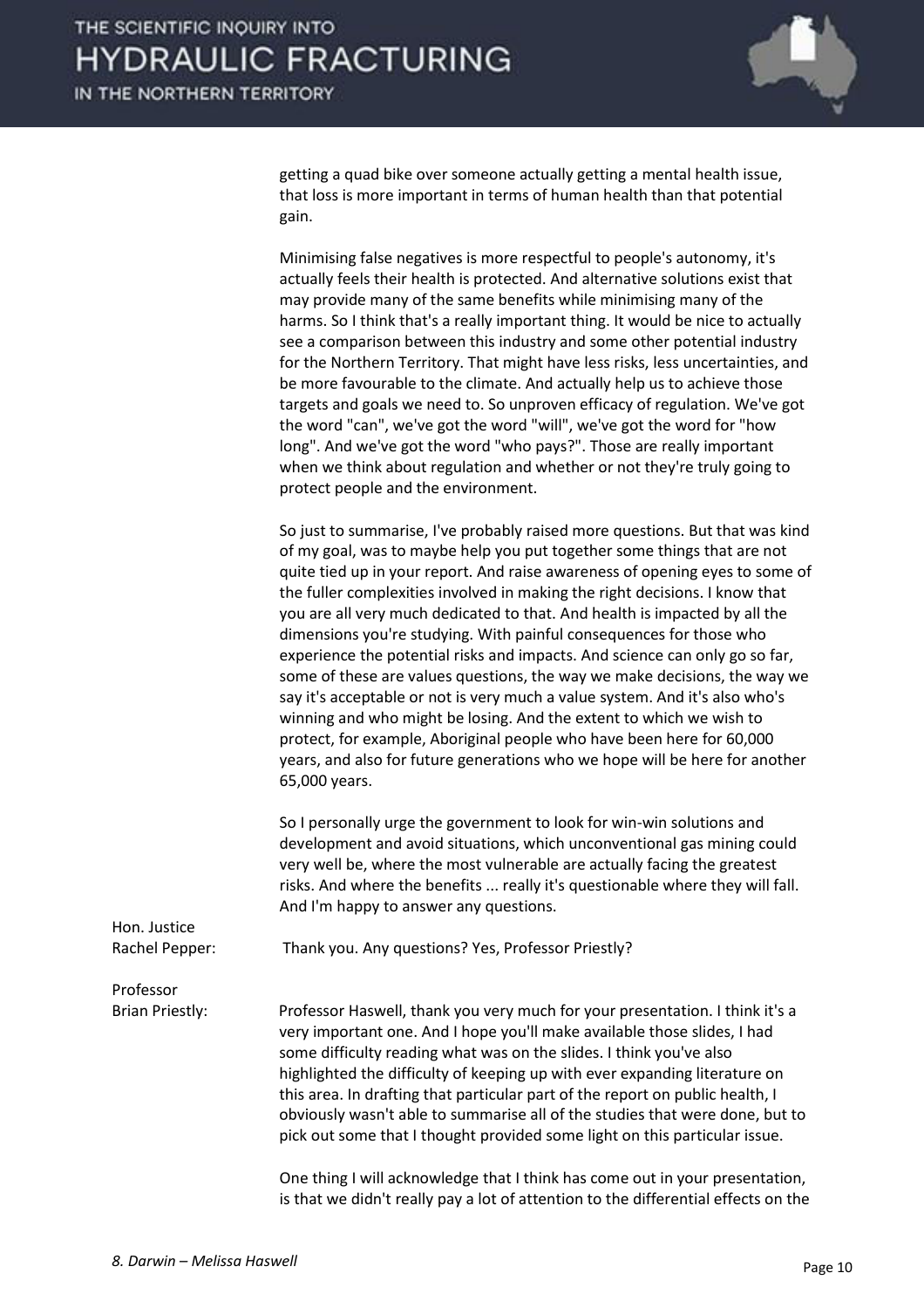getting a quad bike over someone actually getting a mental health issue, that loss is more important in terms of human health than that potential gain.

Minimising false negatives is more respectful to people's autonomy, it's actually feels their health is protected. And alternative solutions exist that may provide many of the same benefits while minimising many of the harms. So I think that's a really important thing. It would be nice to actually see a comparison between this industry and some other potential industry for the Northern Territory. That might have less risks, less uncertainties, and be more favourable to the climate. And actually help us to achieve those targets and goals we need to. So unproven efficacy of regulation. We've got the word "can", we've got the word "will", we've got the word for "how long". And we've got the word "who pays?". Those are really important when we think about regulation and whether or not they're truly going to protect people and the environment.

So just to summarise, I've probably raised more questions. But that was kind of my goal, was to maybe help you put together some things that are not quite tied up in your report. And raise awareness of opening eyes to some of the fuller complexities involved in making the right decisions. I know that you are all very much dedicated to that. And health is impacted by all the dimensions you're studying. With painful consequences for those who experience the potential risks and impacts. And science can only go so far, some of these are values questions, the way we make decisions, the way we say it's acceptable or not is very much a value system. And it's also who's winning and who might be losing. And the extent to which we wish to protect, for example, Aboriginal people who have been here for 60,000 years, and also for future generations who we hope will be here for another 65,000 years.

So I personally urge the government to look for win-win solutions and development and avoid situations, which unconventional gas mining could very well be, where the most vulnerable are actually facing the greatest risks. And where the benefits ... really it's questionable where they will fall. And I'm happy to answer any questions.

**Hon. Justice Rachel Pepper:** Thank you. Any questions? Yes, Professor Priestly?

**Professor Brian Priestly:** Professor Haswell, thank you very much for your presentation. I think it's a very important one. And I hope you'll make available those slides, I had some difficulty reading what was on the slides. I think you've also highlighted the difficulty of keeping up with ever expanding literature on this area. In drafting that particular part of the report on public health, I obviously wasn't able to summarise all of the studies that were done, but to pick out some that I thought provided some light on this particular issue.

One thing I will acknowledge that I think has come out in your presentation, is that we didn't really pay a lot of attention to the differential effects on the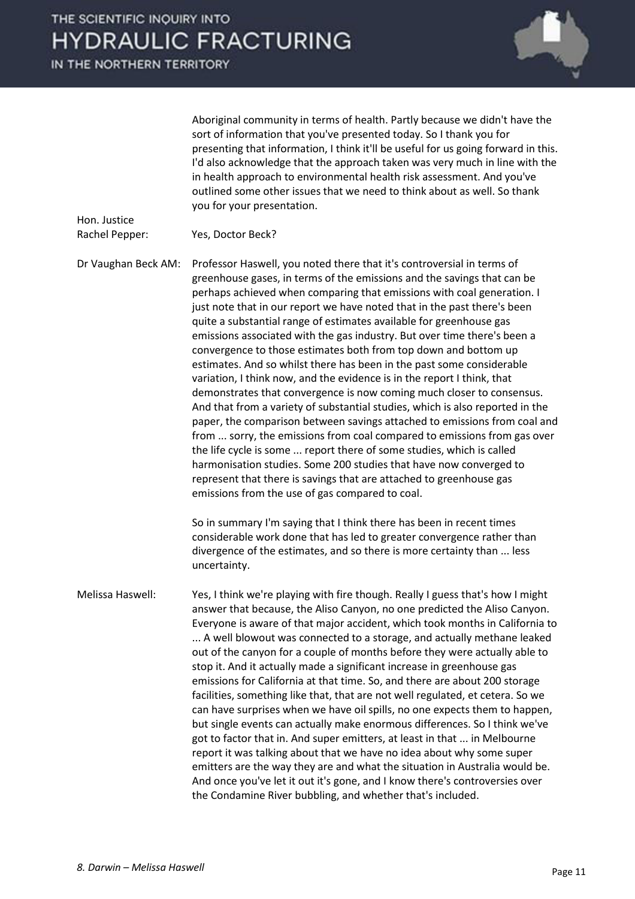Aboriginal community in terms of health. Partly because we didn't have the sort of information that you've presented today. So I thank you for presenting that information, I think it'll be useful for us going forward in this. I'd also acknowledge that the approach taken was very much in line with the in health approach to environmental health risk assessment. And you've outlined some other issues that we need to think about as well. So thank you for your presentation.

**Hon. Justice Rachel Pepper:** Yes, Doctor Beck?

**Dr Vaughan Beck AM:** Professor Haswell, you noted there that it's controversial in terms of greenhouse gases, in terms of the emissions and the savings that can be perhaps achieved when comparing that emissions with coal generation. I just note that in our report we have noted that in the past there's been quite a substantial range of estimates available for greenhouse gas emissions associated with the gas industry. But over time there's been a convergence to those estimates both from top down and bottom up estimates. And so whilst there has been in the past some considerable variation, I think now, and the evidence is in the report I think, that demonstrates that convergence is now coming much closer to consensus. And that from a variety of substantial studies, which is also reported in the paper, the comparison between savings attached to emissions from coal and from ... sorry, the emissions from coal compared to emissions from gas over the life cycle is some ... report there of some studies, which is called harmonisation studies. Some 200 studies that have now converged to represent that there is savings that are attached to greenhouse gas emissions from the use of gas compared to coal.

So in summary I'm saying that I think there has been in recent times considerable work done that has led to greater convergence rather than divergence of the estimates, and so there is more certainty than ... less uncertainty.

**Melissa Haswell:** Yes, I think we're playing with fire though. Really I guess that's how I might answer that because, the Aliso Canyon, no one predicted the Aliso Canyon. Everyone is aware of that major accident, which took months in California to ... A well blowout was connected to a storage, and actually methane leaked out of the canyon for a couple of months before they were actually able to stop it. And it actually made a significant increase in greenhouse gas emissions for California at that time. So, and there are about 200 storage facilities, something like that, that are not well regulated, et cetera. So we can have surprises when we have oil spills, no one expects them to happen, but single events can actually make enormous differences. So I think we've got to factor that in. And super emitters, at least in that ... in Melbourne report it was talking about that we have no idea about why some super emitters are the way they are and what the situation in Australia would be. And once you've let it out it's gone, and I know there's controversies over the Condamine River bubbling, and whether that's included.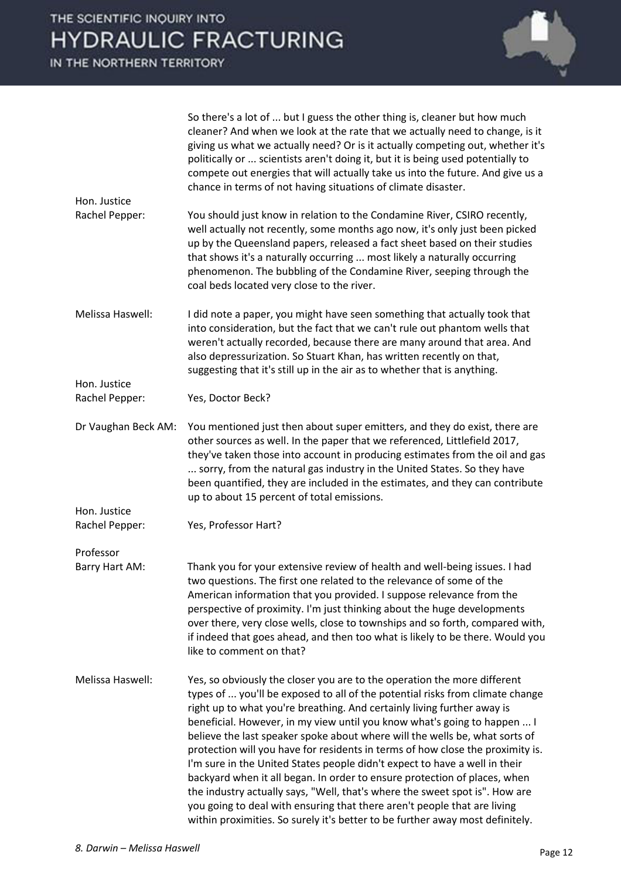| | |
|---|---|
| | So there's a lot of ... but I guess the other thing is, cleaner but how much cleaner? And when we look at the rate that we actually need to change, is it giving us what we actually need? Or is it actually competing out, whether it's politically or ... scientists aren't doing it, but it is being used potentially to compete out energies that will actually take us into the future. And give us a chance in terms of not having situations of climate disaster. |
| Hon. Justice Rachel Pepper: | You should just know in relation to the Condamine River, CSIRO recently, well actually not recently, some months ago now, it's only just been picked up by the Queensland papers, released a fact sheet based on their studies that shows it's a naturally occurring ... most likely a naturally occurring phenomenon. The bubbling of the Condamine River, seeping through the coal beds located very close to the river. |
| Melissa Haswell: | I did note a paper, you might have seen something that actually took that into consideration, but the fact that we can't rule out phantom wells that weren't actually recorded, because there are many around that area. And also depressurization. So Stuart Khan, has written recently on that, suggesting that it's still up in the air as to whether that is anything. |
| Hon. Justice Rachel Pepper: | Yes, Doctor Beck? |
| Dr Vaughan Beck AM: | You mentioned just then about super emitters, and they do exist, there are other sources as well. In the paper that we referenced, Littlefield 2017, they've taken those into account in producing estimates from the oil and gas ... sorry, from the natural gas industry in the United States. So they have been quantified, they are included in the estimates, and they can contribute up to about 15 percent of total emissions. |
| Hon. Justice Rachel Pepper: | Yes, Professor Hart? |
| Professor Barry Hart AM: | Thank you for your extensive review of health and well-being issues. I had two questions. The first one related to the relevance of some of the American information that you provided. I suppose relevance from the perspective of proximity. I'm just thinking about the huge developments over there, very close wells, close to townships and so forth, compared with, if indeed that goes ahead, and then too what is likely to be there. Would you like to comment on that? |
| Melissa Haswell: | Yes, so obviously the closer you are to the operation the more different types of ... you'll be exposed to all of the potential risks from climate change right up to what you're breathing. And certainly living further away is beneficial. However, in my view until you know what's going to happen ... I believe the last speaker spoke about where will the wells be, what sorts of protection will you have for residents in terms of how close the proximity is. I'm sure in the United States people didn't expect to have a well in their backyard when it all began. In order to ensure protection of places, when the industry actually says, "Well, that's where the sweet spot is". How are you going to deal with ensuring that there aren't people that are living within proximities. So surely it's better to be further away most definitely. |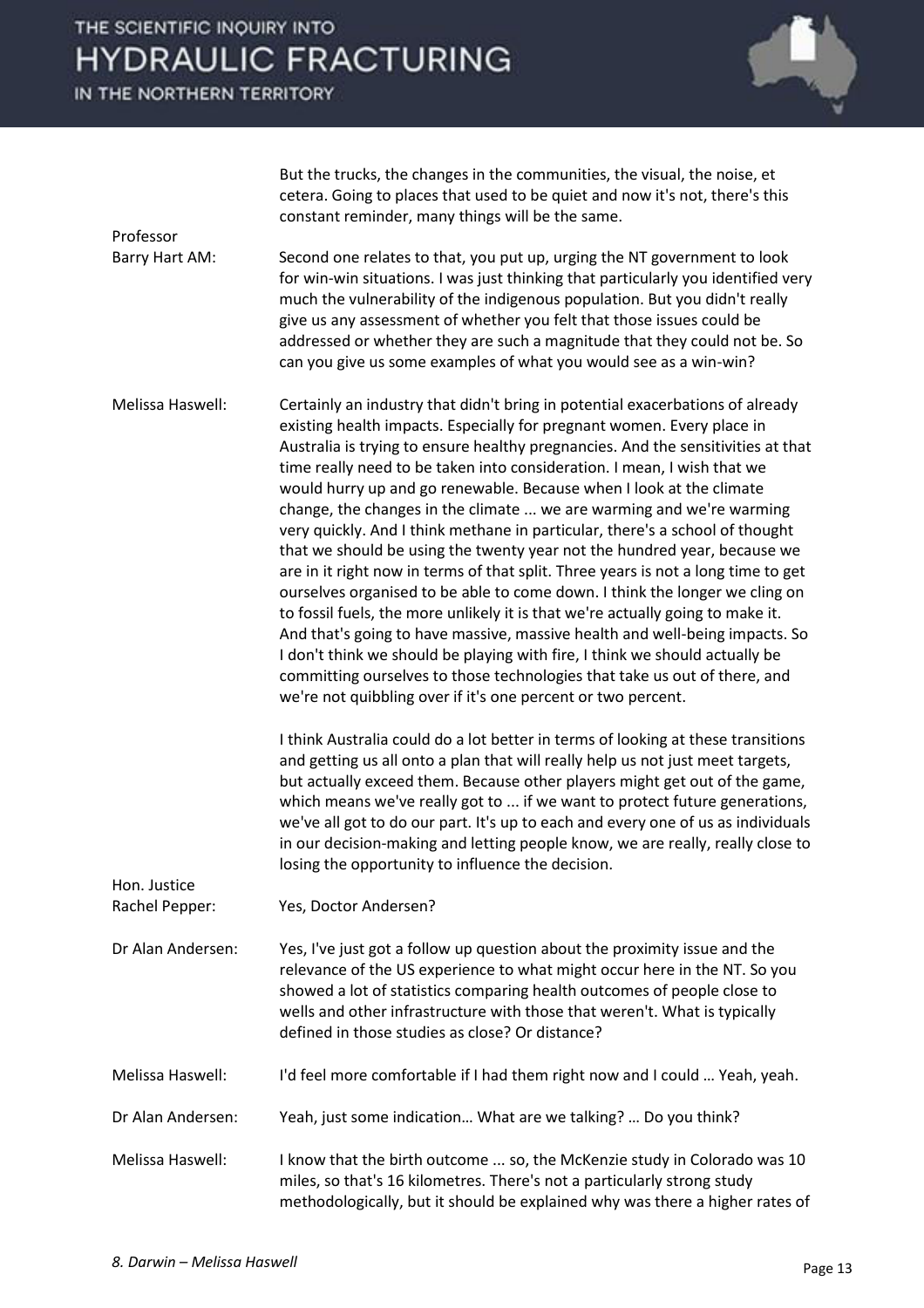But the trucks, the changes in the communities, the visual, the noise, et cetera. Going to places that used to be quiet and now it's not, there's this constant reminder, many things will be the same.

**Professor Barry Hart AM:** Second one relates to that, you put up, urging the NT government to look for win-win situations. I was just thinking that particularly you identified very much the vulnerability of the indigenous population. But you didn't really give us any assessment of whether you felt that those issues could be addressed or whether they are such a magnitude that they could not be. So can you give us some examples of what you would see as a win-win?

**Melissa Haswell:** Certainly an industry that didn't bring in potential exacerbations of already existing health impacts. Especially for pregnant women. Every place in Australia is trying to ensure healthy pregnancies. And the sensitivities at that time really need to be taken into consideration. I mean, I wish that we would hurry up and go renewable. Because when I look at the climate change, the changes in the climate ... we are warming and we're warming very quickly. And I think methane in particular, there's a school of thought that we should be using the twenty year not the hundred year, because we are in it right now in terms of that split. Three years is not a long time to get ourselves organised to be able to come down. I think the longer we cling on to fossil fuels, the more unlikely it is that we're actually going to make it. And that's going to have massive, massive health and well-being impacts. So I don't think we should be playing with fire, I think we should actually be committing ourselves to those technologies that take us out of there, and we're not quibbling over if it's one percent or two percent.

I think Australia could do a lot better in terms of looking at these transitions and getting us all onto a plan that will really help us not just meet targets, but actually exceed them. Because other players might get out of the game, which means we've really got to ... if we want to protect future generations, we've all got to do our part. It's up to each and every one of us as individuals in our decision-making and letting people know, we are really, really close to losing the opportunity to influence the decision.

**Hon. Justice Rachel Pepper:** Yes, Doctor Andersen?

**Dr Alan Andersen:** Yes, I've just got a follow up question about the proximity issue and the relevance of the US experience to what might occur here in the NT. So you showed a lot of statistics comparing health outcomes of people close to wells and other infrastructure with those that weren't. What is typically defined in those studies as close? Or distance?

**Melissa Haswell:** I'd feel more comfortable if I had them right now and I could … Yeah, yeah.

**Dr Alan Andersen:** Yeah, just some indication… What are we talking? … Do you think?

**Melissa Haswell:** I know that the birth outcome ... so, the McKenzie study in Colorado was 10 miles, so that's 16 kilometres. There's not a particularly strong study methodologically, but it should be explained why was there a higher rates of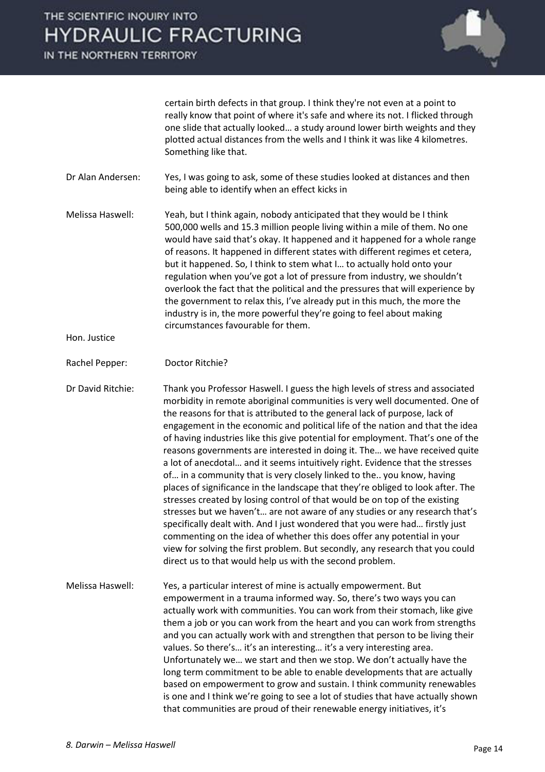certain birth defects in that group. I think they're not even at a point to really know that point of where it's safe and where its not. I flicked through one slide that actually looked… a study around lower birth weights and they plotted actual distances from the wells and I think it was like 4 kilometres. Something like that.

Dr Alan Andersen: Yes, I was going to ask, some of these studies looked at distances and then being able to identify when an effect kicks in

Melissa Haswell: Yeah, but I think again, nobody anticipated that they would be I think 500,000 wells and 15.3 million people living within a mile of them. No one would have said that's okay. It happened and it happened for a whole range of reasons. It happened in different states with different regimes et cetera, but it happened. So, I think to stem what I… to actually hold onto your regulation when you've got a lot of pressure from industry, we shouldn't overlook the fact that the political and the pressures that will experience by the government to relax this, I've already put in this much, the more the industry is in, the more powerful they're going to feel about making circumstances favourable for them.

Hon. Justice Rachel Pepper: Doctor Ritchie?

Dr David Ritchie: Thank you Professor Haswell. I guess the high levels of stress and associated morbidity in remote aboriginal communities is very well documented. One of the reasons for that is attributed to the general lack of purpose, lack of engagement in the economic and political life of the nation and that the idea of having industries like this give potential for employment. That's one of the reasons governments are interested in doing it. The… we have received quite a lot of anecdotal… and it seems intuitively right. Evidence that the stresses of… in a community that is very closely linked to the.. you know, having places of significance in the landscape that they're obliged to look after. The stresses created by losing control of that would be on top of the existing stresses but we haven't… are not aware of any studies or any research that's specifically dealt with. And I just wondered that you were had… firstly just commenting on the idea of whether this does offer any potential in your view for solving the first problem. But secondly, any research that you could direct us to that would help us with the second problem.

Melissa Haswell: Yes, a particular interest of mine is actually empowerment. But empowerment in a trauma informed way. So, there's two ways you can actually work with communities. You can work from their stomach, like give them a job or you can work from the heart and you can work from strengths and you can actually work with and strengthen that person to be living their values. So there's… it's an interesting… it's a very interesting area. Unfortunately we… we start and then we stop. We don't actually have the long term commitment to be able to enable developments that are actually based on empowerment to grow and sustain. I think community renewables is one and I think we're going to see a lot of studies that have actually shown that communities are proud of their renewable energy initiatives, it's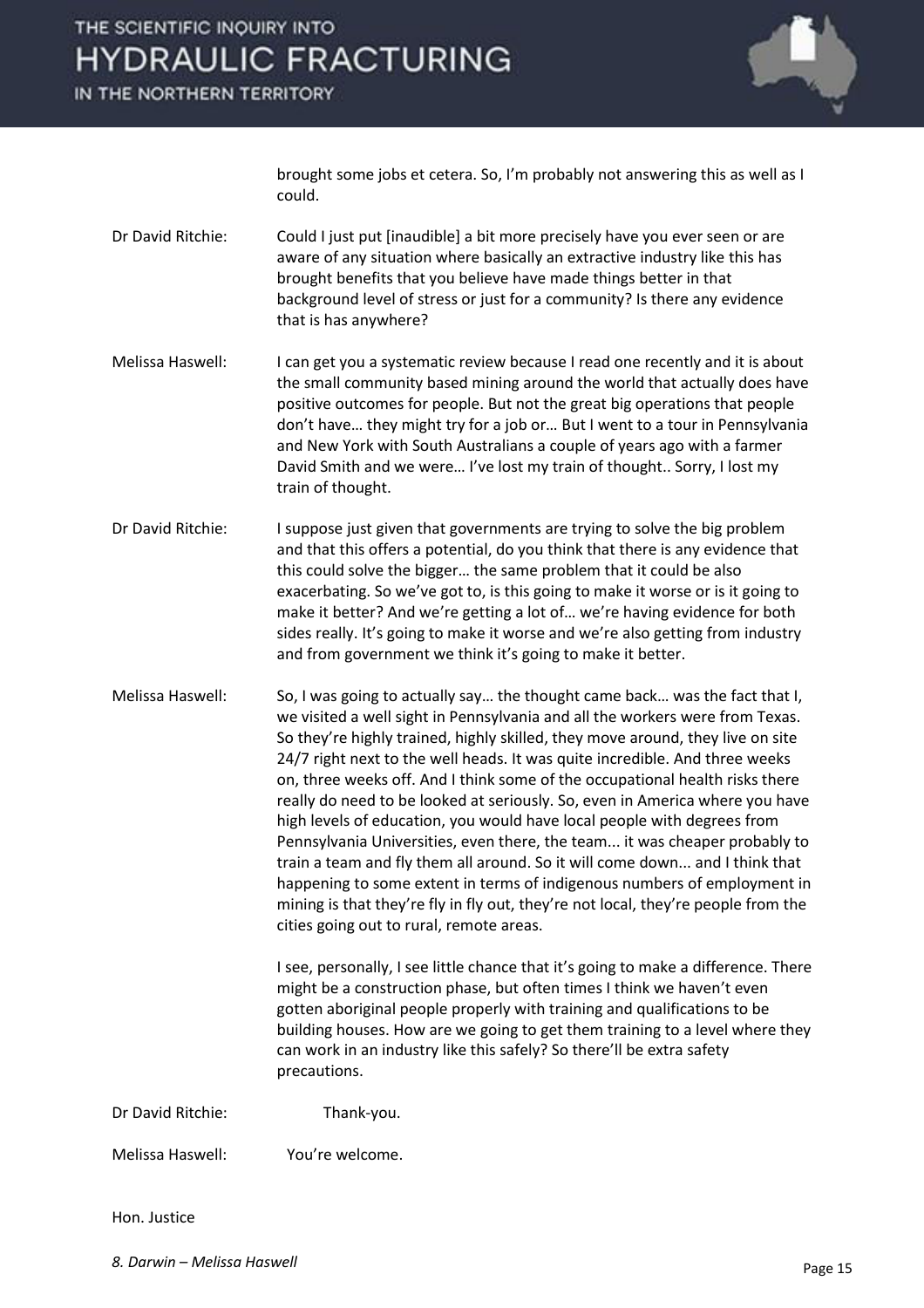brought some jobs et cetera. So, I'm probably not answering this as well as I could.

Dr David Ritchie: Could I just put [inaudible] a bit more precisely have you ever seen or are aware of any situation where basically an extractive industry like this has brought benefits that you believe have made things better in that background level of stress or just for a community? Is there any evidence that is has anywhere?

Melissa Haswell: I can get you a systematic review because I read one recently and it is about the small community based mining around the world that actually does have positive outcomes for people. But not the great big operations that people don't have… they might try for a job or… But I went to a tour in Pennsylvania and New York with South Australians a couple of years ago with a farmer David Smith and we were… I've lost my train of thought.. Sorry, I lost my train of thought.

Dr David Ritchie: I suppose just given that governments are trying to solve the big problem and that this offers a potential, do you think that there is any evidence that this could solve the bigger… the same problem that it could be also exacerbating. So we've got to, is this going to make it worse or is it going to make it better? And we're getting a lot of… we're having evidence for both sides really. It's going to make it worse and we're also getting from industry and from government we think it's going to make it better.

Melissa Haswell: So, I was going to actually say… the thought came back… was the fact that I, we visited a well sight in Pennsylvania and all the workers were from Texas. So they're highly trained, highly skilled, they move around, they live on site 24/7 right next to the well heads. It was quite incredible. And three weeks on, three weeks off. And I think some of the occupational health risks there really do need to be looked at seriously. So, even in America where you have high levels of education, you would have local people with degrees from Pennsylvania Universities, even there, the team... it was cheaper probably to train a team and fly them all around. So it will come down... and I think that happening to some extent in terms of indigenous numbers of employment in mining is that they're fly in fly out, they're not local, they're people from the cities going out to rural, remote areas.

I see, personally, I see little chance that it's going to make a difference. There might be a construction phase, but often times I think we haven't even gotten aboriginal people properly with training and qualifications to be building houses. How are we going to get them training to a level where they can work in an industry like this safely? So there'll be extra safety precautions.

Dr David Ritchie: Thank-you.

Melissa Haswell: You're welcome.

Hon. Justice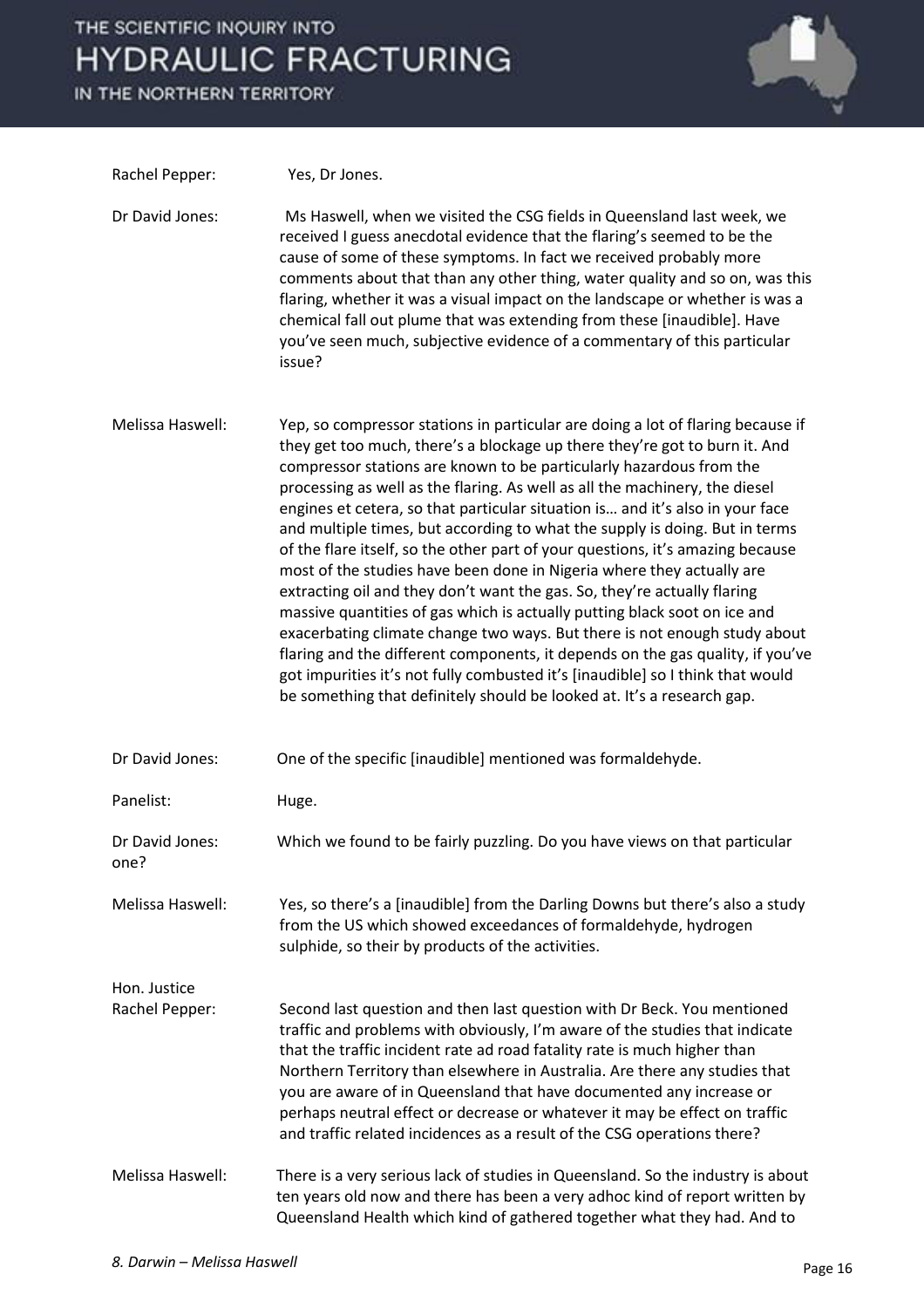Rachel Pepper: Yes, Dr Jones.

Dr David Jones: Ms Haswell, when we visited the CSG fields in Queensland last week, we received I guess anecdotal evidence that the flaring's seemed to be the cause of some of these symptoms. In fact we received probably more comments about that than any other thing, water quality and so on, was this flaring, whether it was a visual impact on the landscape or whether is was a chemical fall out plume that was extending from these [inaudible]. Have you've seen much, subjective evidence of a commentary of this particular issue?

Melissa Haswell: Yep, so compressor stations in particular are doing a lot of flaring because if they get too much, there's a blockage up there they're got to burn it. And compressor stations are known to be particularly hazardous from the processing as well as the flaring. As well as all the machinery, the diesel engines et cetera, so that particular situation is… and it's also in your face and multiple times, but according to what the supply is doing. But in terms of the flare itself, so the other part of your questions, it's amazing because most of the studies have been done in Nigeria where they actually are extracting oil and they don't want the gas. So, they're actually flaring massive quantities of gas which is actually putting black soot on ice and exacerbating climate change two ways. But there is not enough study about flaring and the different components, it depends on the gas quality, if you've got impurities it's not fully combusted it's [inaudible] so I think that would be something that definitely should be looked at. It's a research gap.

Dr David Jones: One of the specific [inaudible] mentioned was formaldehyde.

Panelist: Huge.

Dr David Jones: Which we found to be fairly puzzling. Do you have views on that particular one?

Melissa Haswell: Yes, so there's a [inaudible] from the Darling Downs but there's also a study from the US which showed exceedances of formaldehyde, hydrogen sulphide, so their by products of the activities.

Hon. Justice Rachel Pepper: Second last question and then last question with Dr Beck. You mentioned traffic and problems with obviously, I'm aware of the studies that indicate that the traffic incident rate ad road fatality rate is much higher than Northern Territory than elsewhere in Australia. Are there any studies that you are aware of in Queensland that have documented any increase or perhaps neutral effect or decrease or whatever it may be effect on traffic and traffic related incidences as a result of the CSG operations there?

Melissa Haswell: There is a very serious lack of studies in Queensland. So the industry is about ten years old now and there has been a very adhoc kind of report written by Queensland Health which kind of gathered together what they had. And to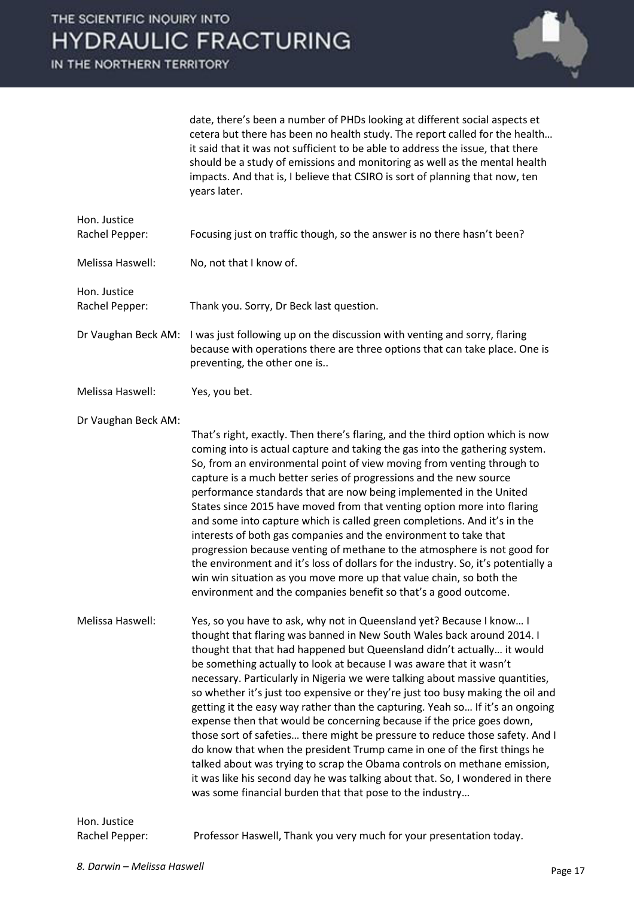date, there's been a number of PHDs looking at different social aspects et cetera but there has been no health study. The report called for the health… it said that it was not sufficient to be able to address the issue, that there should be a study of emissions and monitoring as well as the mental health impacts. And that is, I believe that CSIRO is sort of planning that now, ten years later.

**Hon. Justice Rachel Pepper:** Focusing just on traffic though, so the answer is no there hasn't been?

**Melissa Haswell:** No, not that I know of.

**Hon. Justice Rachel Pepper:** Thank you. Sorry, Dr Beck last question.

**Dr Vaughan Beck AM:** I was just following up on the discussion with venting and sorry, flaring because with operations there are three options that can take place. One is preventing, the other one is..

**Melissa Haswell:** Yes, you bet.

**Dr Vaughan Beck AM:** That's right, exactly. Then there's flaring, and the third option which is now coming into is actual capture and taking the gas into the gathering system. So, from an environmental point of view moving from venting through to capture is a much better series of progressions and the new source performance standards that are now being implemented in the United States since 2015 have moved from that venting option more into flaring and some into capture which is called green completions. And it's in the interests of both gas companies and the environment to take that progression because venting of methane to the atmosphere is not good for the environment and it's loss of dollars for the industry. So, it's potentially a win win situation as you move more up that value chain, so both the environment and the companies benefit so that's a good outcome.

**Melissa Haswell:** Yes, so you have to ask, why not in Queensland yet? Because I know… I thought that flaring was banned in New South Wales back around 2014. I thought that that had happened but Queensland didn't actually… it would be something actually to look at because I was aware that it wasn't necessary. Particularly in Nigeria we were talking about massive quantities, so whether it's just too expensive or they're just too busy making the oil and getting it the easy way rather than the capturing. Yeah so… If it's an ongoing expense then that would be concerning because if the price goes down, those sort of safeties… there might be pressure to reduce those safety. And I do know that when the president Trump came in one of the first things he talked about was trying to scrap the Obama controls on methane emission, it was like his second day he was talking about that. So, I wondered in there was some financial burden that that pose to the industry…

**Hon. Justice Rachel Pepper:** Professor Haswell, Thank you very much for your presentation today.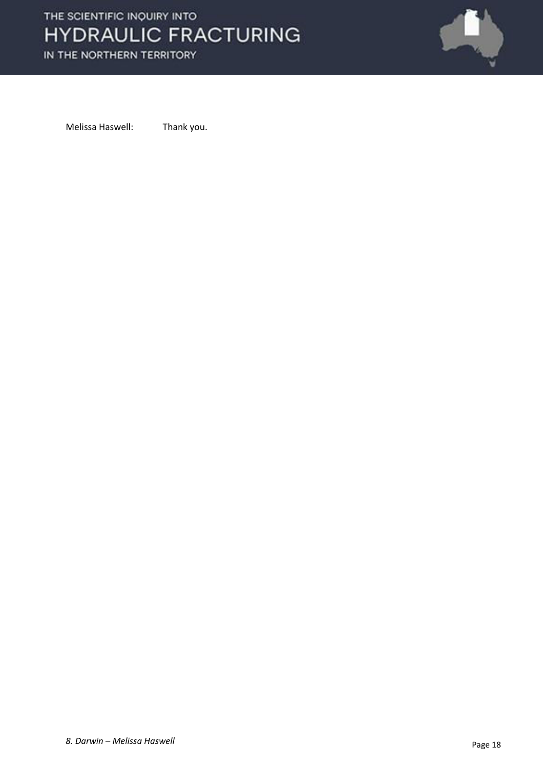Melissa Haswell: Thank you.